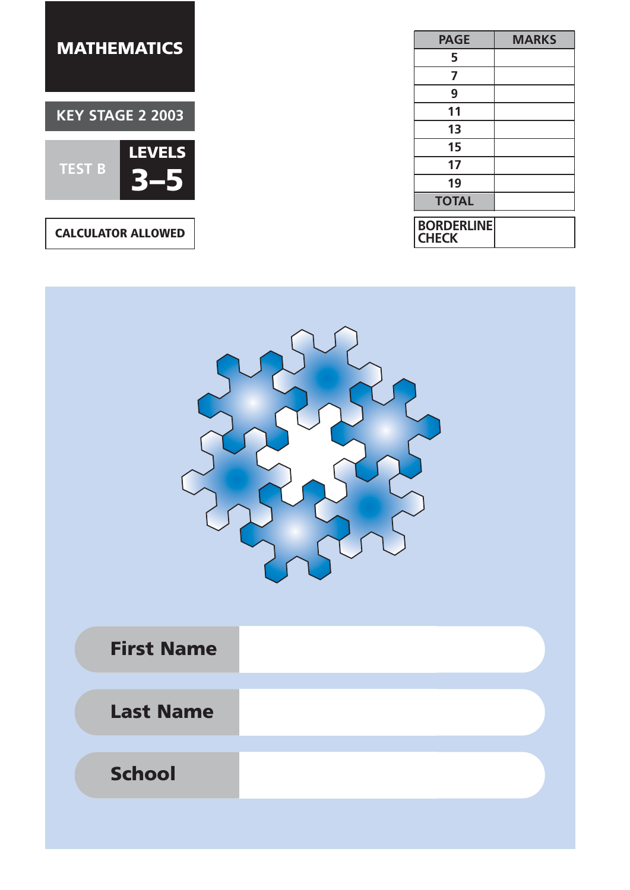# MATHEMATICS

**KEY STAGE 2 2003**

**TEST B**

**LEVELS 3–5**

**CALCULATOR ALLOWED**

| PAGE | MARKS |
|---|---|
| 5 | |
| 7 | |
| 9 | |
| 11 | |
| 13 | |
| 15 | |
| 17 | |
| 19 | |
| TOTAL | |

| BORDERLINE CHECK | |
|---|---|

**First Name**

**Last Name**

**School**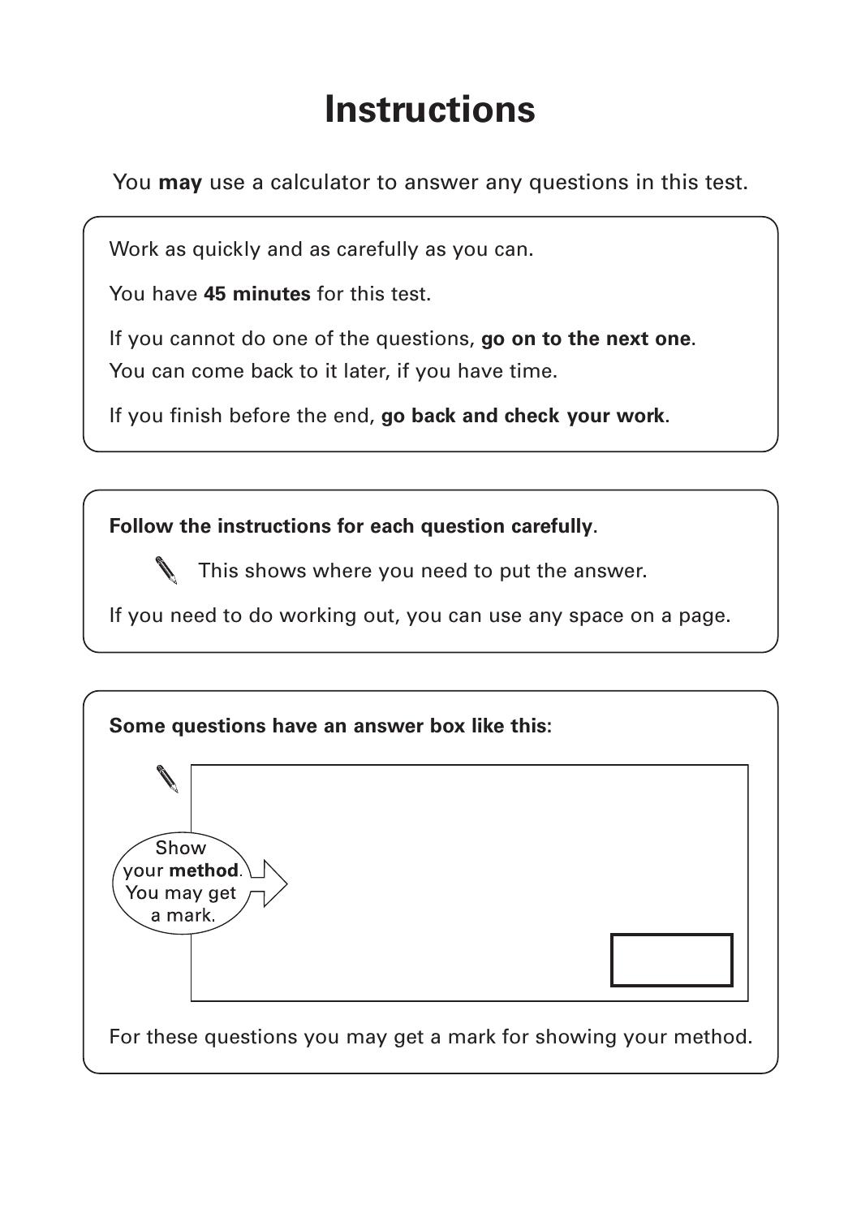# Instructions

You **may** use a calculator to answer any questions in this test.

Work as quickly and as carefully as you can.

You have **45 minutes** for this test.

If you cannot do one of the questions, **go on to the next one**.
You can come back to it later, if you have time.

If you finish before the end, **go back and check your work**.

**Follow the instructions for each question carefully**.

✎ This shows where you need to put the answer.

If you need to do working out, you can use any space on a page.

**Some questions have an answer box like this:**

Show your **method**. You may get a mark.

For these questions you may get a mark for showing your method.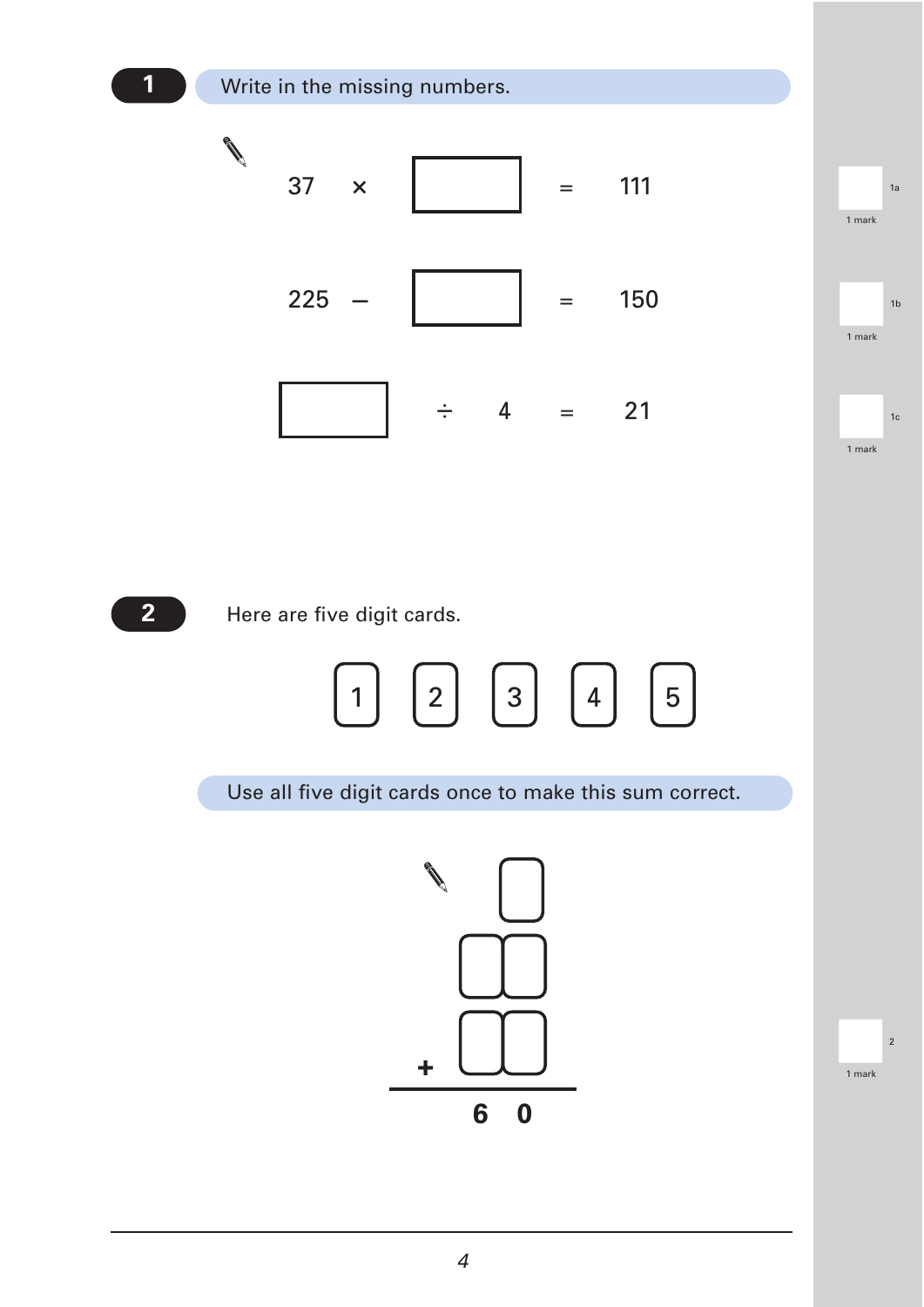**1** Write in the missing numbers.

$37 \times \square = 111$

1 mark

$225 - \square = 150$

1 mark

$\square \div 4 = 21$

1 mark

**2** Here are five digit cards.

| 1 | 2 | 3 | 4 | 5 |
|---|---|---|---|---|

Use all five digit cards once to make this sum correct.

```
      □
     □□
   + □□
   ────
     6 0
```

1 mark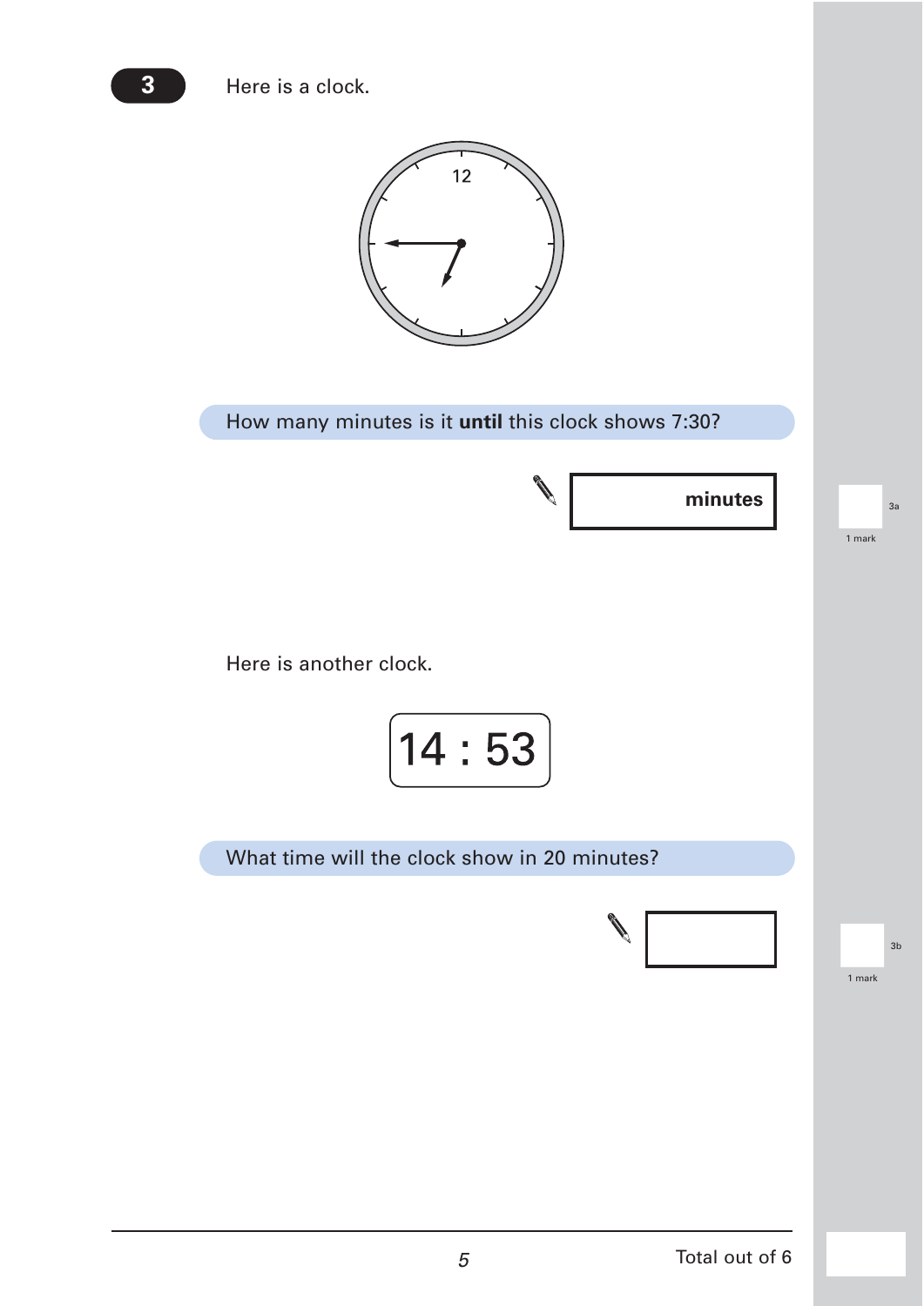**3** Here is a clock.

12

How many minutes is it **until** this clock shows 7:30?

| **minutes** |
|---|

3a

1 mark

Here is another clock.

14 : 53

What time will the clock show in 20 minutes?

| |
|---|

3b

1 mark

Total out of 6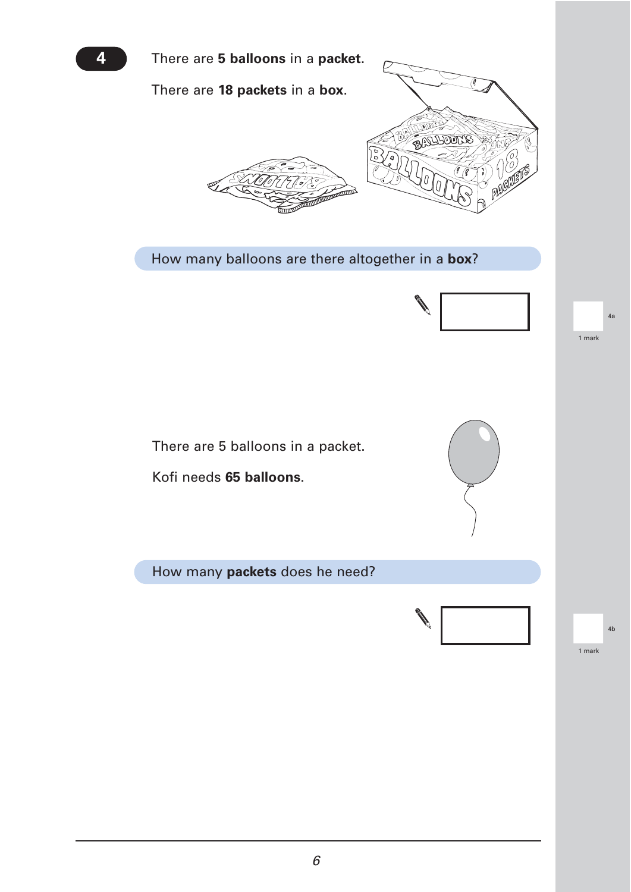**4**

There are **5 balloons** in a **packet**.

There are **18 packets** in a **box**.

How many balloons are there altogether in a **box**?

4a

1 mark

There are 5 balloons in a packet.

Kofi needs **65 balloons**.

How many **packets** does he need?

4b

1 mark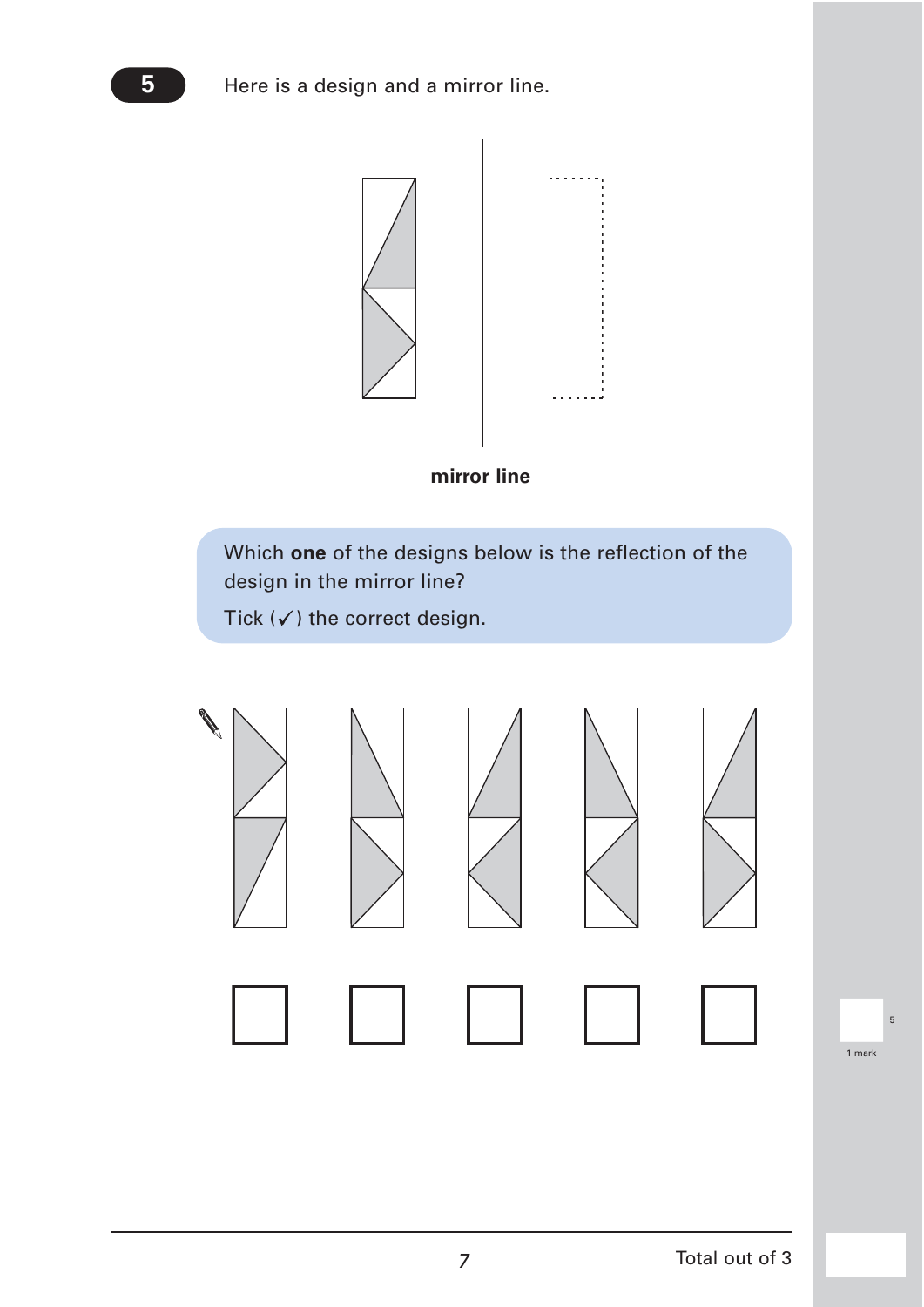**5** Here is a design and a mirror line.

**mirror line**

Which **one** of the designs below is the reflection of the design in the mirror line?

Tick (✓) the correct design.

1 mark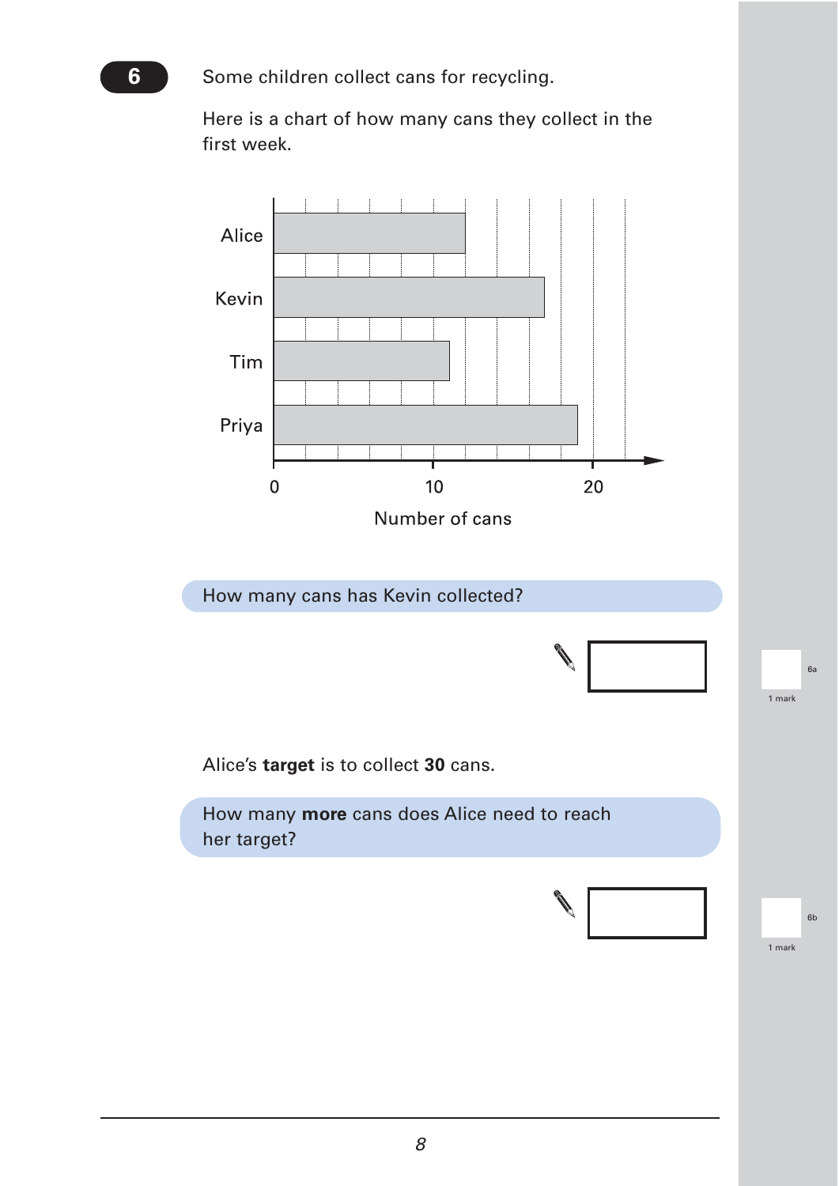**6** Some children collect cans for recycling.

Here is a chart of how many cans they collect in the first week.

Alice

Kevin

Tim

Priya

0 10 20

Number of cans

How many cans has Kevin collected?

6a — 1 mark

Alice's **target** is to collect **30** cans.

How many **more** cans does Alice need to reach her target?

6b — 1 mark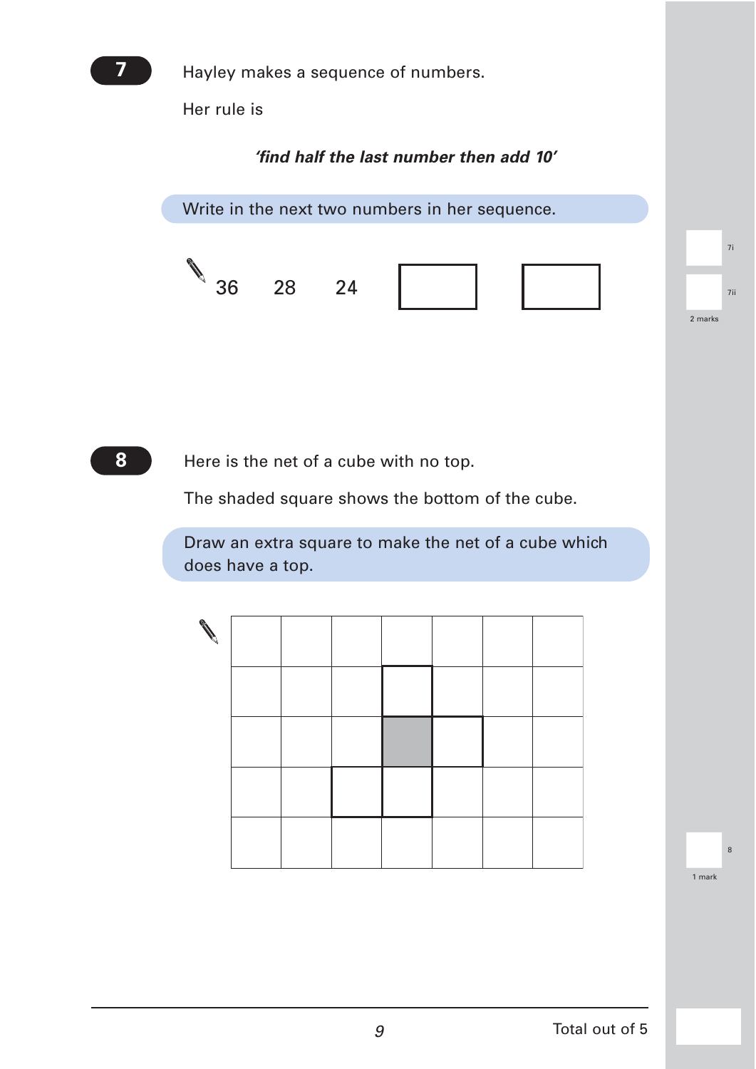**7**

Hayley makes a sequence of numbers.

Her rule is

***'find half the last number then add 10'***

Write in the next two numbers in her sequence.

36 28 24 [ ] [ ]

7i

7ii

2 marks

**8**

Here is the net of a cube with no top.

The shaded square shows the bottom of the cube.

Draw an extra square to make the net of a cube which does have a top.

8

1 mark

Total out of 5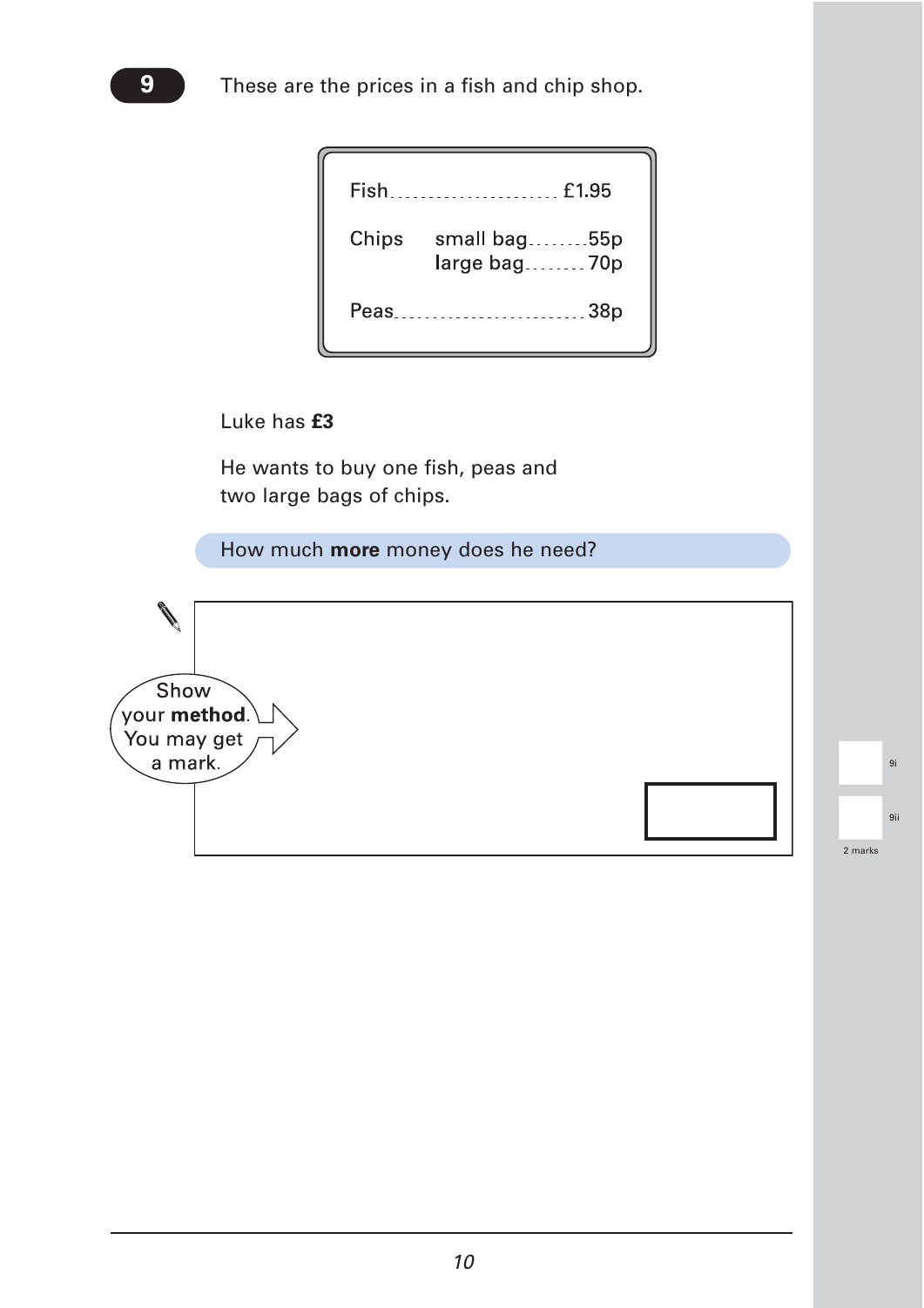**9** These are the prices in a fish and chip shop.

| | | |
|---|---|---|
| Fish | | £1.95 |
| Chips | small bag | 55p |
| | large bag | 70p |
| Peas | | 38p |

Luke has **£3**

He wants to buy one fish, peas and two large bags of chips.

How much **more** money does he need?

Show your **method**. You may get a mark.

2 marks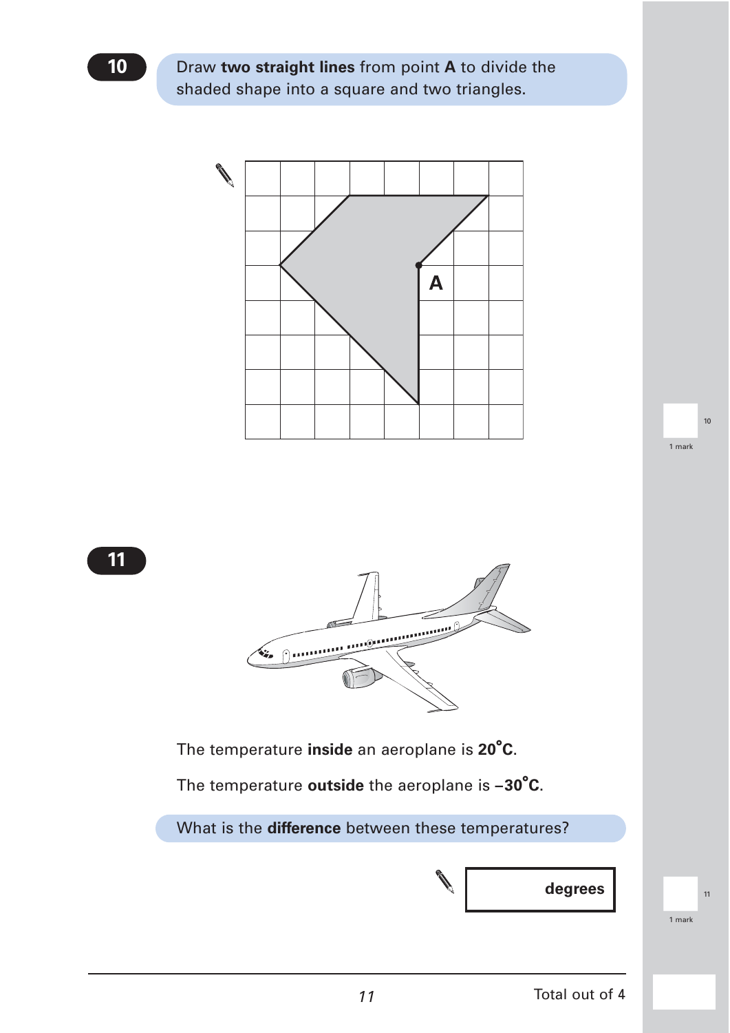**10**

Draw **two straight lines** from point **A** to divide the shaded shape into a square and two triangles.

A

1 mark

**11**

The temperature **inside** an aeroplane is **20°C**.

The temperature **outside** the aeroplane is **–30°C**.

What is the **difference** between these temperatures?

**degrees**

1 mark

Total out of 4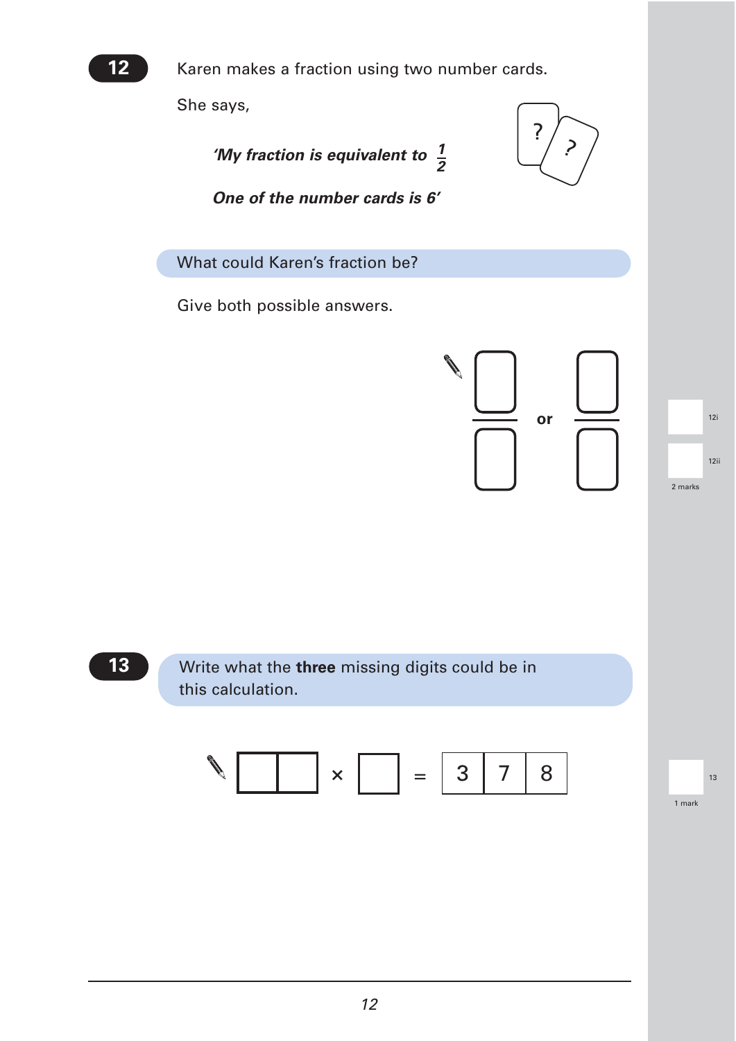**12** Karen makes a fraction using two number cards.

She says,

> ***'My fraction is equivalent to $\frac{1}{2}$***
>
> ***One of the number cards is 6'***

What could Karen's fraction be?

Give both possible answers.

$\frac{\square}{\square}$ **or** $\frac{\square}{\square}$

12i

12ii

2 marks

**13** Write what the **three** missing digits could be in this calculation.

$\square\square \times \square = 378$

13

1 mark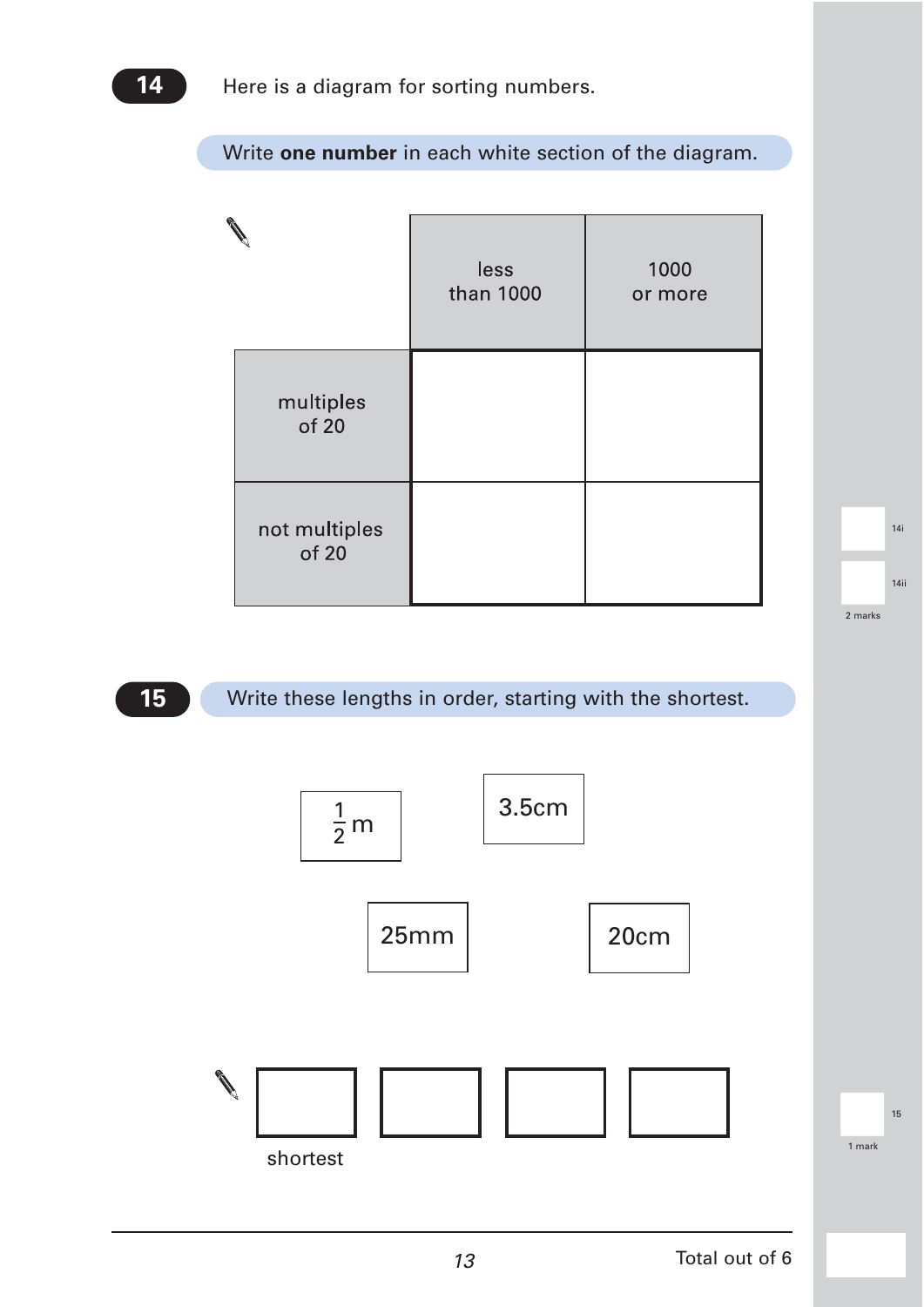**14** Here is a diagram for sorting numbers.

Write **one number** in each white section of the diagram.

|  | less than 1000 | 1000 or more |
|---|---|---|
| multiples of 20 |  |  |
| not multiples of 20 |  |  |

14i

14ii

2 marks

**15** Write these lengths in order, starting with the shortest.

$\frac{1}{2}$m  3.5cm  25mm  20cm

| | | | |
|---|---|---|---|
|  |  |  |  |
| shortest | | | |

15

1 mark

Total out of 6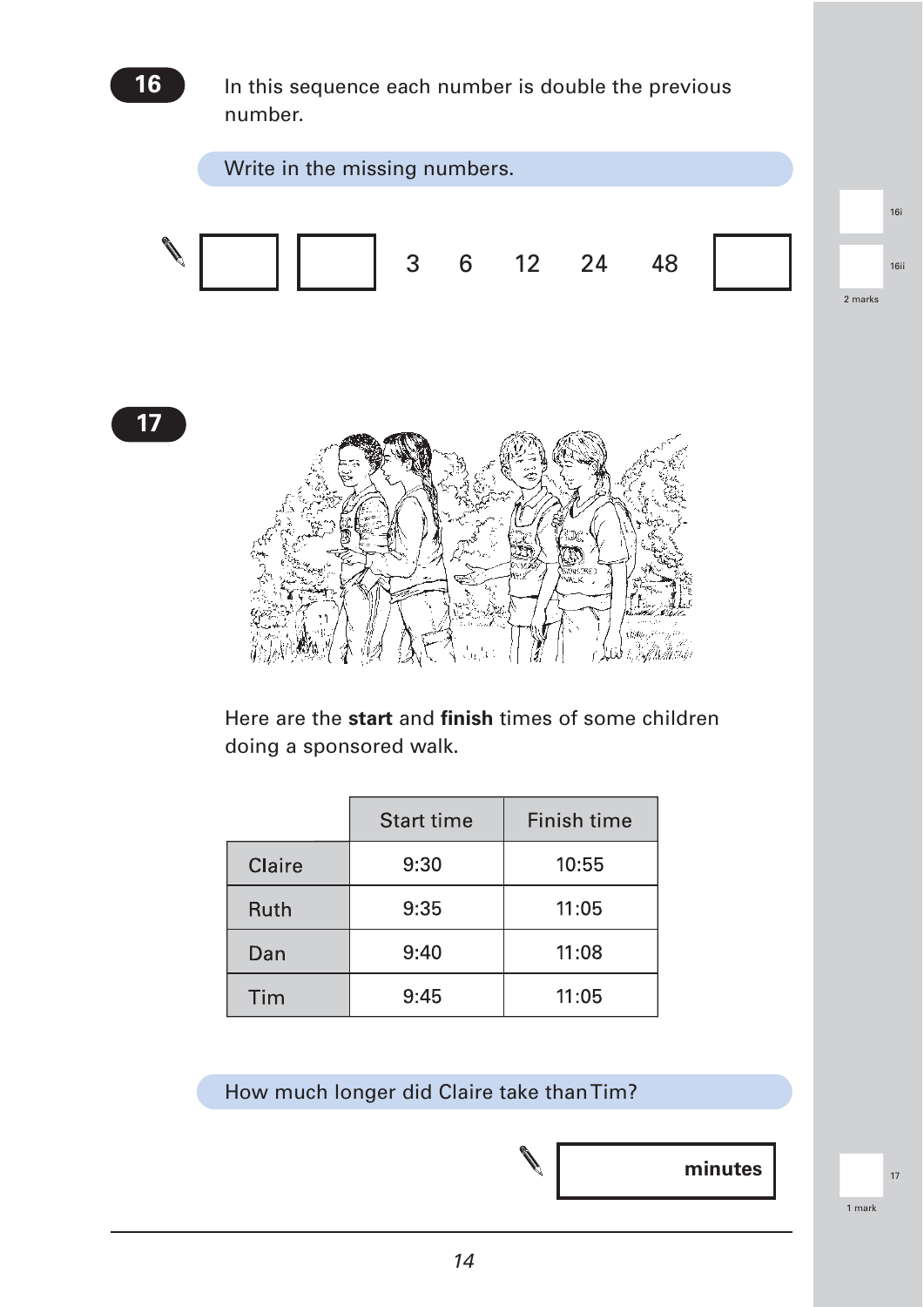**16**

In this sequence each number is double the previous number.

Write in the missing numbers.

[ ] [ ] 3 6 12 24 48 [ ]

16i

16ii

2 marks

**17**

Here are the **start** and **finish** times of some children doing a sponsored walk.

| | Start time | Finish time |
|---|---|---|
| Claire | 9:30 | 10:55 |
| Ruth | 9:35 | 11:05 |
| Dan | 9:40 | 11:08 |
| Tim | 9:45 | 11:05 |

How much longer did Claire take than Tim?

[ ] **minutes**

17

1 mark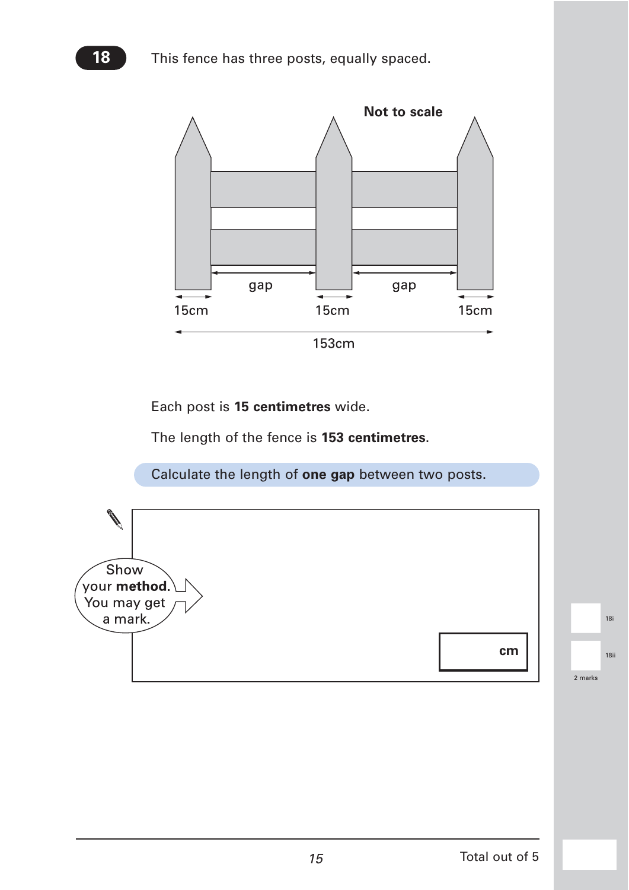**18** This fence has three posts, equally spaced.

**Not to scale**

gap gap

15cm 15cm 15cm

153cm

Each post is **15 centimetres** wide.

The length of the fence is **153 centimetres**.

Calculate the length of **one gap** between two posts.

Show your **method**. You may get a mark.

cm

18i

18ii

2 marks

Total out of 5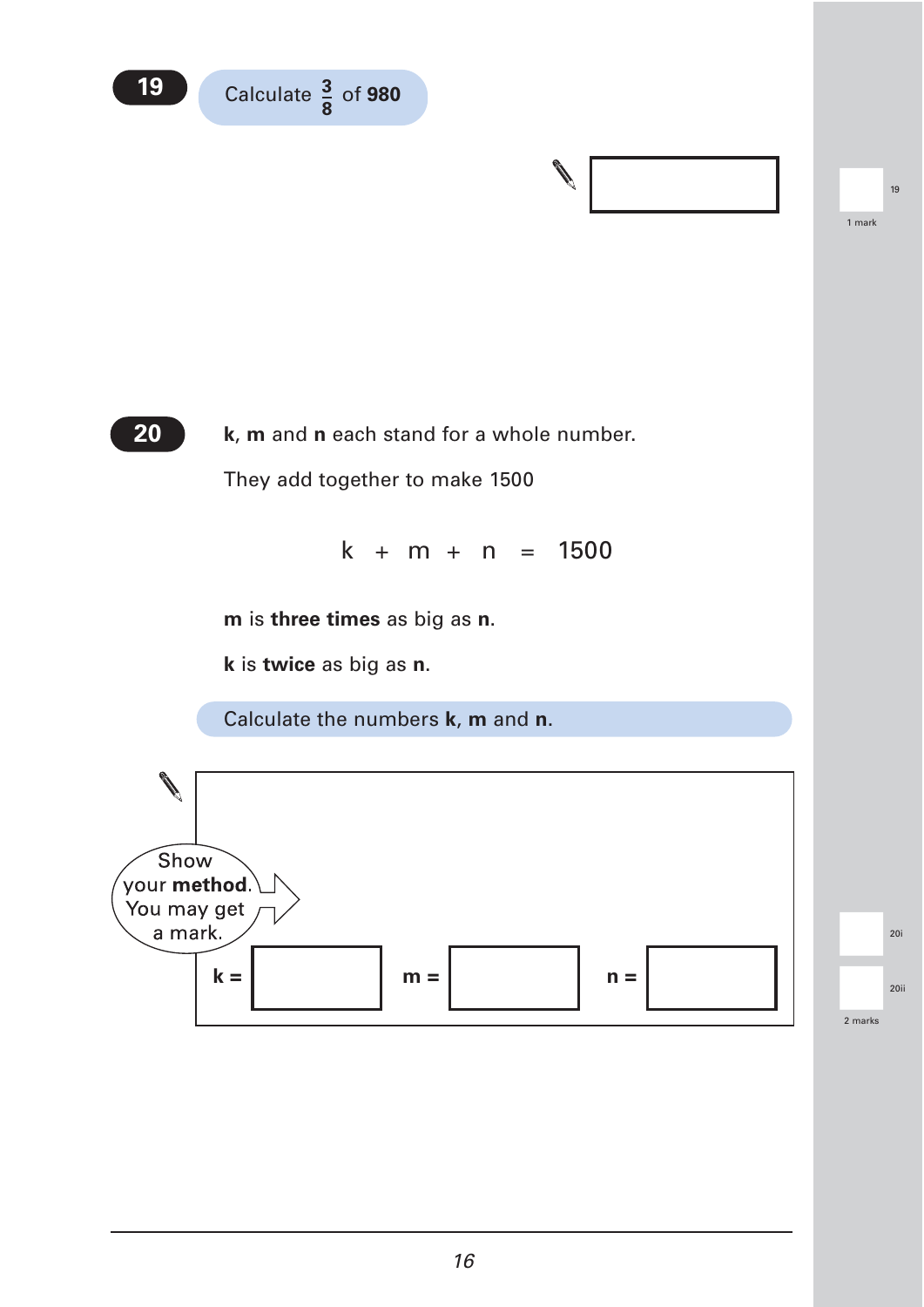**19** Calculate $\frac{3}{8}$ of **980**

1 mark

**20** **k**, **m** and **n** each stand for a whole number.

They add together to make 1500

$$k + m + n = 1500$$

**m** is **three times** as big as **n**.

**k** is **twice** as big as **n**.

Calculate the numbers **k**, **m** and **n**.

Show your **method**. You may get a mark.

**k** = 

**m** = 

**n** = 

2 marks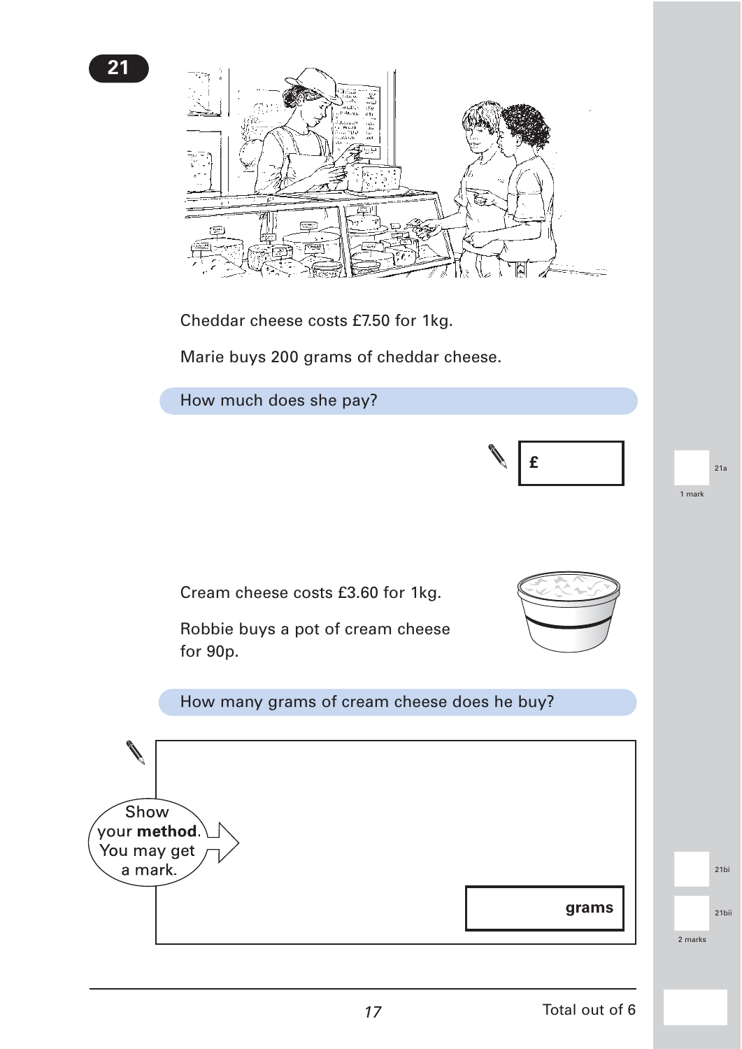**21**

Cheddar cheese costs £7.50 for 1kg.

Marie buys 200 grams of cheddar cheese.

How much does she pay?

£

21a

1 mark

Cream cheese costs £3.60 for 1kg.

Robbie buys a pot of cream cheese for 90p.

How many grams of cream cheese does he buy?

Show your **method**. You may get a mark.

grams

21bi

21bii

2 marks

Total out of 6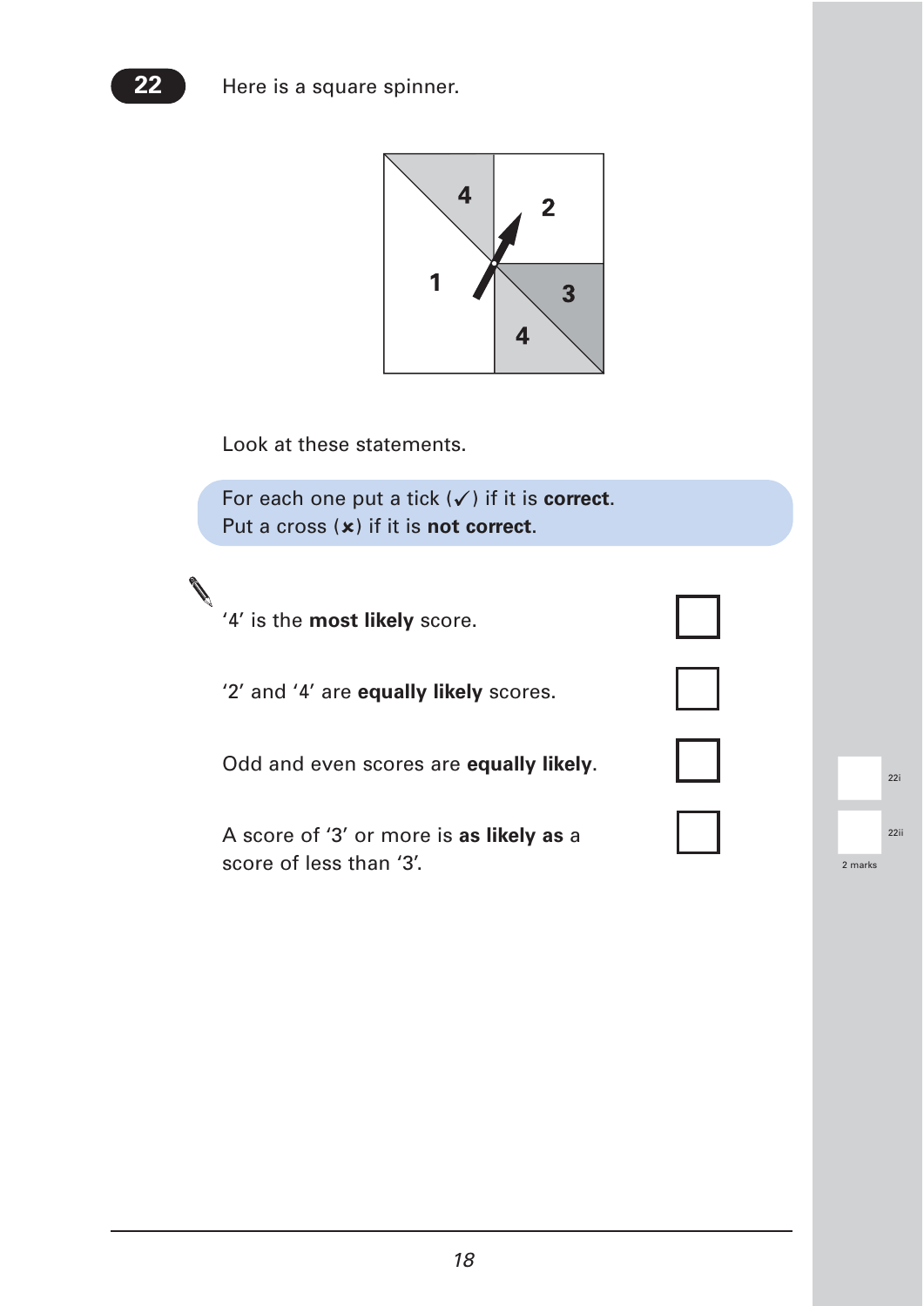**22** Here is a square spinner.

Look at these statements.

For each one put a tick (✓) if it is **correct**.
Put a cross (✗) if it is **not correct**.

'4' is the **most likely** score. ☐

'2' and '4' are **equally likely** scores. ☐

Odd and even scores are **equally likely**. ☐

A score of '3' or more is **as likely as** a score of less than '3'. ☐

2 marks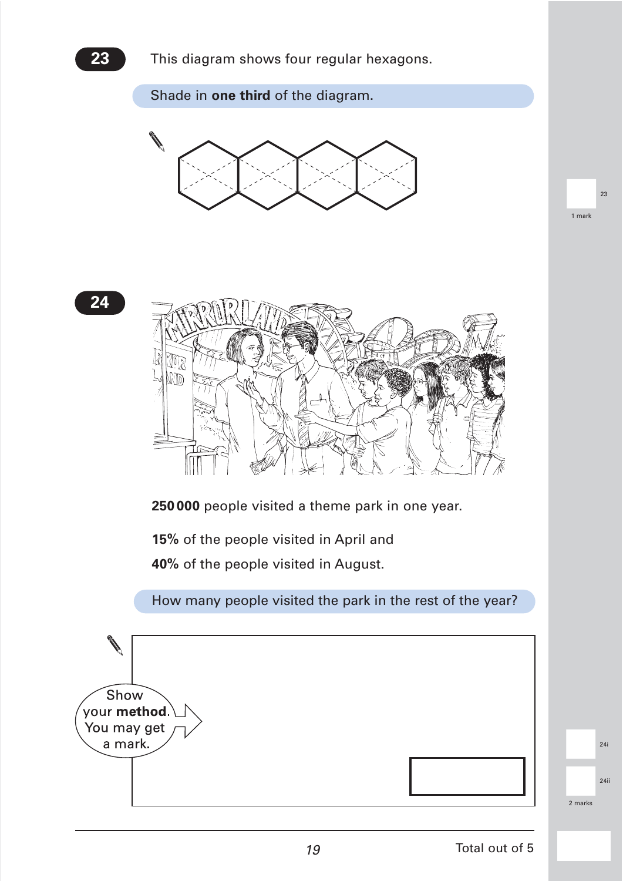**23** This diagram shows four regular hexagons.

Shade in **one third** of the diagram.

1 mark

**24**

**250 000** people visited a theme park in one year.

**15%** of the people visited in April and

**40%** of the people visited in August.

How many people visited the park in the rest of the year?

Show your **method**. You may get a mark.

2 marks

Total out of 5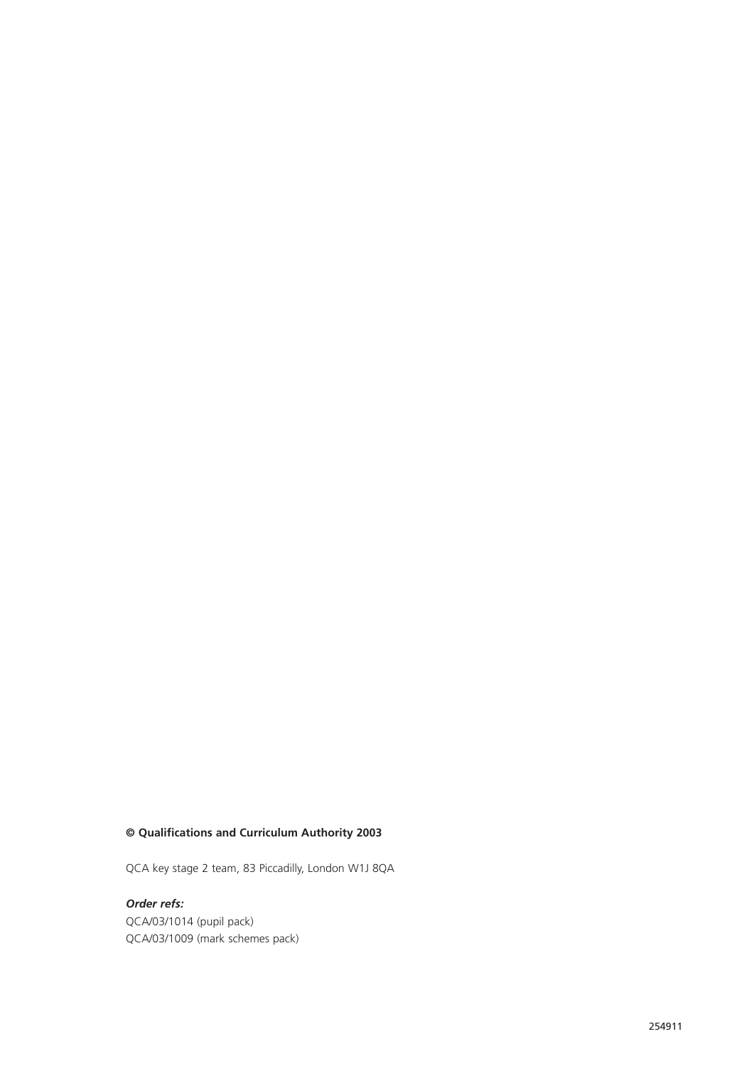**© Qualifications and Curriculum Authority 2003**

QCA key stage 2 team, 83 Piccadilly, London W1J 8QA

***Order refs:***

QCA/03/1014 (pupil pack)

QCA/03/1009 (mark schemes pack)

254911